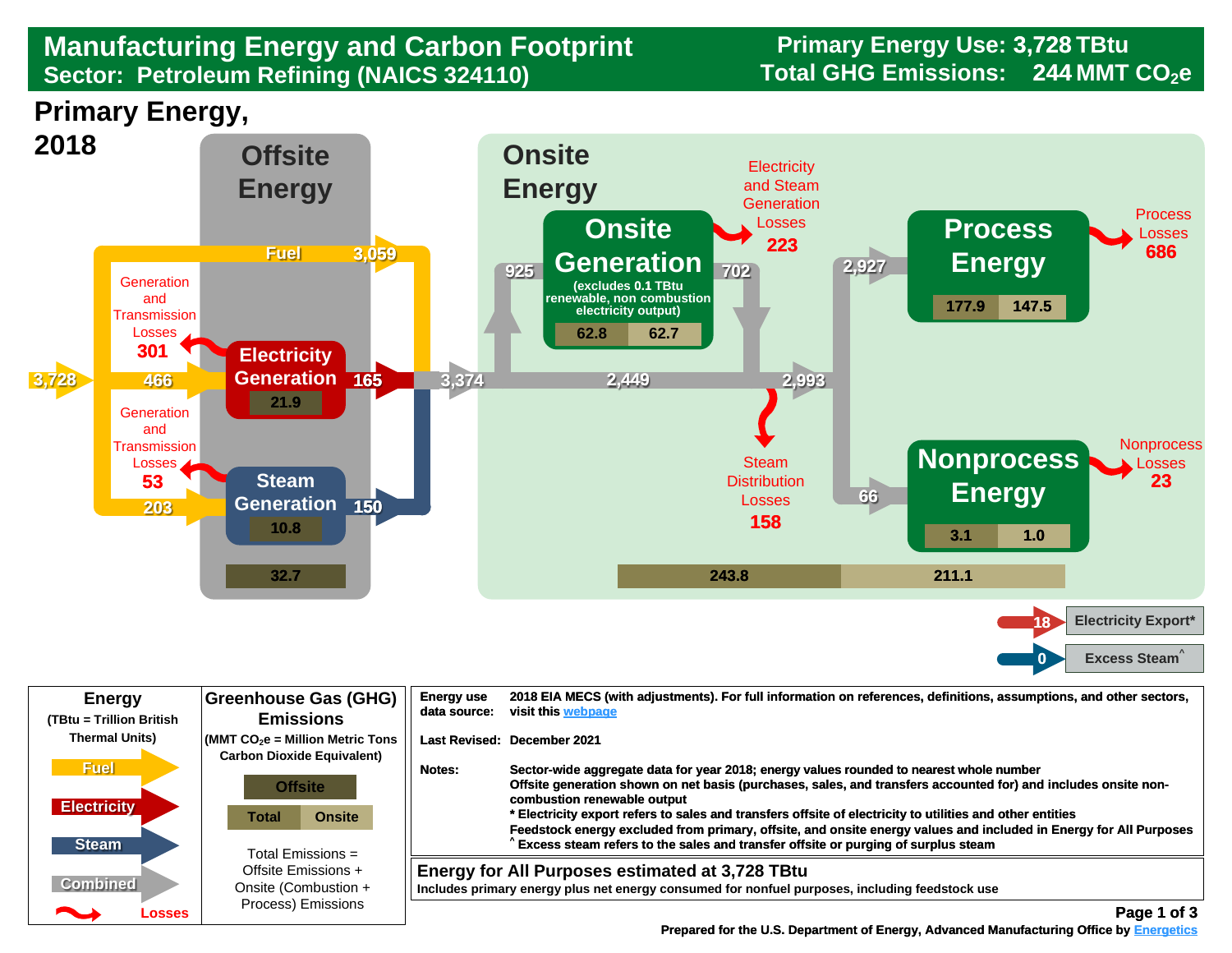# Manufacturing Energy and Carbon Footprint

## Sector: Petroleum Refining (NAICS 324110)

**Primary Energy Use: 3,728 TBtu**
**Total GHG Emissions: 244 MMT $CO_2e$**

## Primary Energy, 2018

### Offsite Energy

- Primary energy input: 3,728
- Fuel: 3,059
- Electricity Generation input: 466
- Electricity Generation: 165 (GHG 21.9)
- Generation and Transmission Losses: 301
- Steam Generation input: 203
- Steam Generation: 150 (GHG 10.8)
- Generation and Transmission Losses: 53
- Offsite emissions: 32.7

### Onsite Energy

- Combined energy entering onsite: 3,374
- To Onsite Generation: 925
- Onsite Generation (excludes 0.1 TBtu renewable, non combustion electricity output): 62.8 | 62.7
- Electricity and Steam Generation Losses: 223
- Onsite Generation output: 702
- Direct to end use: 2,449
- Combined to end use: 2,993
- Steam Distribution Losses: 158
- Process Energy: 2,927 (177.9 | 147.5)
- Process Losses: 686
- Nonprocess Energy: 66 (3.1 | 1.0)
- Nonprocess Losses: 23
- Total | Onsite emissions: 243.8 | 211.1

- Electricity Export*: 18
- Excess Steam^: 0

| Energy (TBtu = Trillion British Thermal Units) | Greenhouse Gas (GHG) Emissions ($MMT\ CO_2e$ = Million Metric Tons Carbon Dioxide Equivalent) |
|---|---|
| Fuel | Offsite |
| Electricity | Total / Onsite |
| Steam | Total Emissions = Offsite Emissions + Onsite (Combustion + Process) Emissions |
| Combined | |
| Losses | |

**Energy use data source:** 2018 EIA MECS (with adjustments). For full information on references, definitions, assumptions, and other sectors, visit this webpage

**Last Revised:** December 2021

**Notes:** Sector-wide aggregate data for year 2018; energy values rounded to nearest whole number
Offsite generation shown on net basis (purchases, sales, and transfers accounted for) and includes onsite non-combustion renewable output
* Electricity export refers to sales and transfers offsite of electricity to utilities and other entities
Feedstock energy excluded from primary, offsite, and onsite energy values and included in Energy for All Purposes
^ Excess steam refers to the sales and transfer offsite or purging of surplus steam

**Energy for All Purposes estimated at 3,728 TBtu**
Includes primary energy plus net energy consumed for nonfuel purposes, including feedstock use

Prepared for the U.S. Department of Energy, Advanced Manufacturing Office by Energetics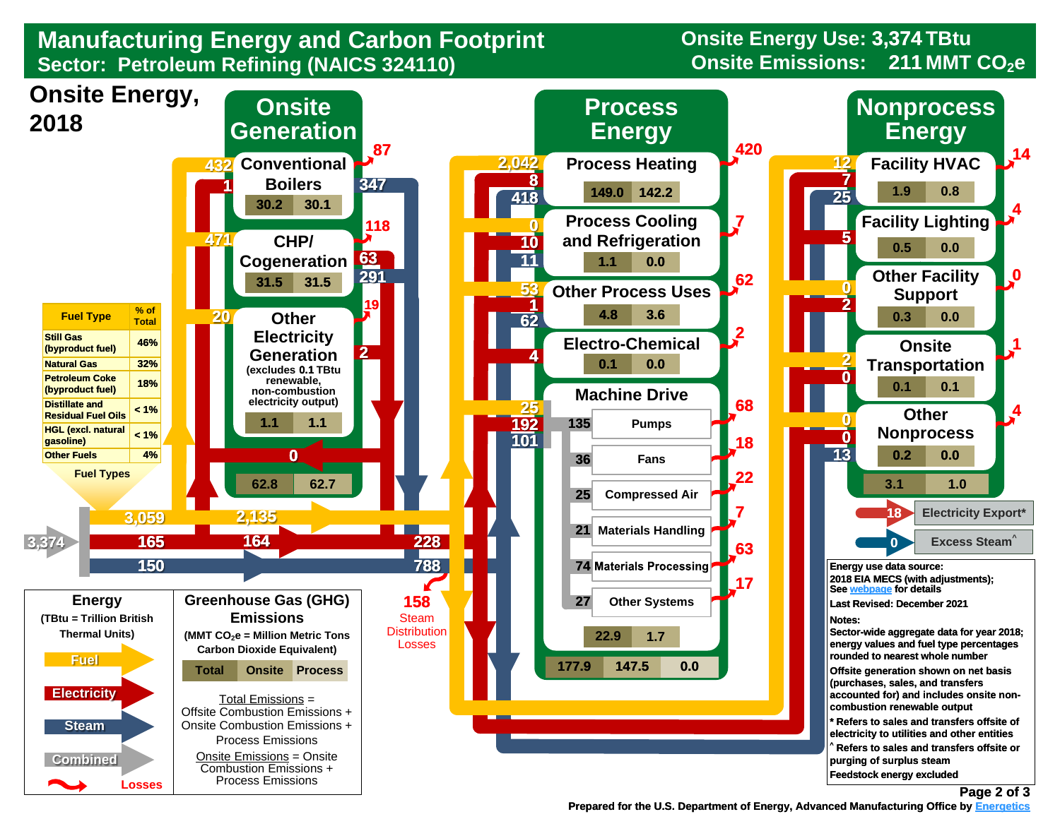# Manufacturing Energy and Carbon Footprint

**Sector: Petroleum Refining (NAICS 324110)**

**Onsite Energy Use: 3,374 TBtu**
**Onsite Emissions: 211 MMT $CO_2e$**

## Onsite Energy, 2018

| Fuel Type | % of Total |
|---|---|
| Still Gas (byproduct fuel) | 46% |
| Natural Gas | 32% |
| Petroleum Coke (byproduct fuel) | 18% |
| Distillate and Residual Fuel Oils | < 1% |
| HGL (excl. natural gasoline) | < 1% |
| Other Fuels | 4% |

Fuel Types

Total onsite energy: 3,374 → Fuel 3,059; Electricity 165; Steam 150

Fuel 2,135; Electricity 164; Electricity 228; Steam 788; 158 Steam Distribution Losses

### Onsite Generation

| Unit | Fuel | Electricity | Steam | Losses | Emissions (Total) | Emissions (Onsite) |
|---|---|---|---|---|---|---|
| Conventional Boilers | 432 | 1 | 347 | 87 | 30.2 | 30.1 |
| CHP/ Cogeneration | 471 | 63 | 291 | 118 | 31.5 | 31.5 |
| Other Electricity Generation (excludes 0.1 TBtu renewable, non-combustion electricity output) | 20 | 2 | | 19 | 1.1 | 1.1 |
| Total | | 0 | | | 62.8 | 62.7 |

### Process Energy

| End Use | Fuel | Electricity | Steam | Losses | Emissions (Total) | Emissions (Onsite) |
|---|---|---|---|---|---|---|
| Process Heating | 2,042 | 8 | 418 | 420 | 149.0 | 142.2 |
| Process Cooling and Refrigeration | 0 | 10 | 11 | 7 | 1.1 | 0.0 |
| Other Process Uses | 53 | 1 | 62 | 62 | 4.8 | 3.6 |
| Electro-Chemical | | 4 | | 2 | 0.1 | 0.0 |
| Machine Drive | 25 | 192 | 101 | | 22.9 | 1.7 |

Machine Drive (Combined):

| System | Energy | Losses |
|---|---|---|
| Pumps | 135 | 68 |
| Fans | 36 | 18 |
| Compressed Air | 25 | 22 |
| Materials Handling | 21 | 7 |
| Materials Processing | 74 | 63 |
| Other Systems | 27 | 17 |

Process Energy Emissions: Total 177.9 | Onsite 147.5 | Process 0.0

### Nonprocess Energy

| End Use | Fuel | Electricity | Steam | Losses | Emissions (Total) | Emissions (Onsite) |
|---|---|---|---|---|---|---|
| Facility HVAC | 12 | 7 | 25 | 14 | 1.9 | 0.8 |
| Facility Lighting | | 5 | | 4 | 0.5 | 0.0 |
| Other Facility Support | 0 | 2 | | 0 | 0.3 | 0.0 |
| Onsite Transportation | 2 | 0 | | 1 | 0.1 | 0.1 |
| Other Nonprocess | 0 | 0 | 13 | 4 | 0.2 | 0.0 |
| Total | | | | | 3.1 | 1.0 |

Electricity Export*: 18

Excess Steam^: 0

**Energy** (TBtu = Trillion British Thermal Units): Fuel, Electricity, Steam, Combined, Losses

**Greenhouse Gas (GHG) Emissions** (MMT $CO_2e$ = Million Metric Tons Carbon Dioxide Equivalent): Total | Onsite | Process

Total Emissions = Offsite Combustion Emissions + Onsite Combustion Emissions + Process Emissions

Onsite Emissions = Onsite Combustion Emissions + Process Emissions

Energy use data source: 2018 EIA MECS (with adjustments); See webpage for details

Last Revised: December 2021

Notes:

Sector-wide aggregate data for year 2018; energy values and fuel type percentages rounded to nearest whole number

Offsite generation shown on net basis (purchases, sales, and transfers accounted for) and includes onsite non-combustion renewable output

* Refers to sales and transfers offsite of electricity to utilities and other entities

^ Refers to sales and transfers offsite or purging of surplus steam

Feedstock energy excluded

Prepared for the U.S. Department of Energy, Advanced Manufacturing Office by Energetics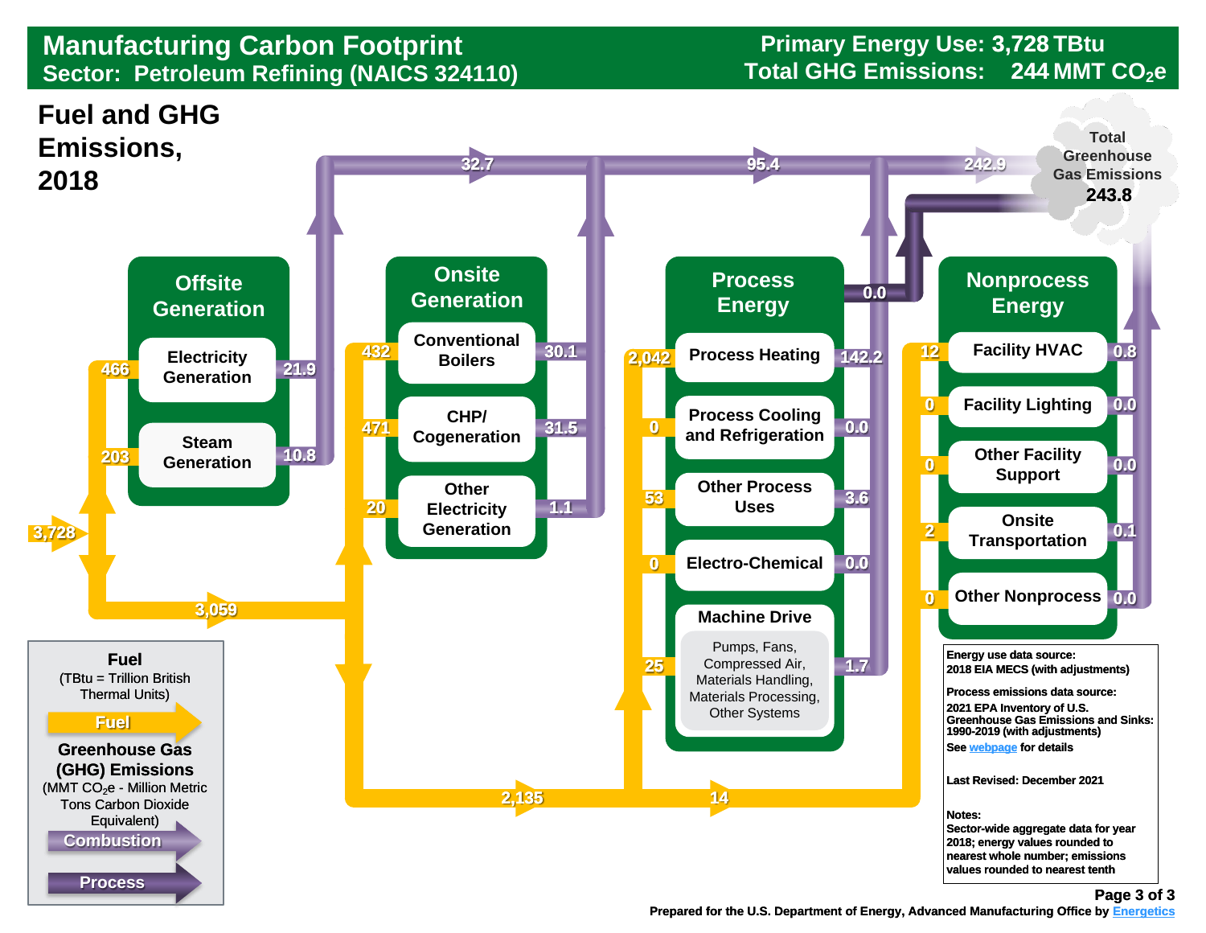# Manufacturing Carbon Footprint

**Sector: Petroleum Refining (NAICS 324110)**

**Primary Energy Use: 3,728 TBtu**

**Total GHG Emissions: 244 MMT $CO_2e$**

## Fuel and GHG Emissions, 2018

3,728

466

203

3,059

**Offsite Generation**

Electricity Generation

Steam Generation

21.9

10.8

32.7

432

471

20

**Onsite Generation**

Conventional Boilers

CHP/ Cogeneration

Other Electricity Generation

30.1

31.5

1.1

95.4

2,135

2,042

0

53

0

25

**Process Energy**

Process Heating

Process Cooling and Refrigeration

Other Process Uses

Electro-Chemical

Machine Drive

Pumps, Fans, Compressed Air, Materials Handling, Materials Processing, Other Systems

142.2

0.0

3.6

0.0

1.7

0.0

14

12

0

0

2

0

**Nonprocess Energy**

Facility HVAC

Facility Lighting

Other Facility Support

Onsite Transportation

Other Nonprocess

0.8

0.0

0.0

0.1

0.0

242.9

Total Greenhouse Gas Emissions

243.8

**Fuel**
(TBtu = Trillion British Thermal Units)

Fuel

**Greenhouse Gas (GHG) Emissions**
(MMT $CO_2e$ - Million Metric Tons Carbon Dioxide Equivalent)

Combustion

Process

**Energy use data source:**
**2018 EIA MECS (with adjustments)**

**Process emissions data source:**
**2021 EPA Inventory of U.S. Greenhouse Gas Emissions and Sinks: 1990-2019 (with adjustments)**

**See webpage for details**

**Last Revised: December 2021**

**Notes:**
**Sector-wide aggregate data for year 2018; energy values rounded to nearest whole number; emissions values rounded to nearest tenth**

**Prepared for the U.S. Department of Energy, Advanced Manufacturing Office by Energetics**